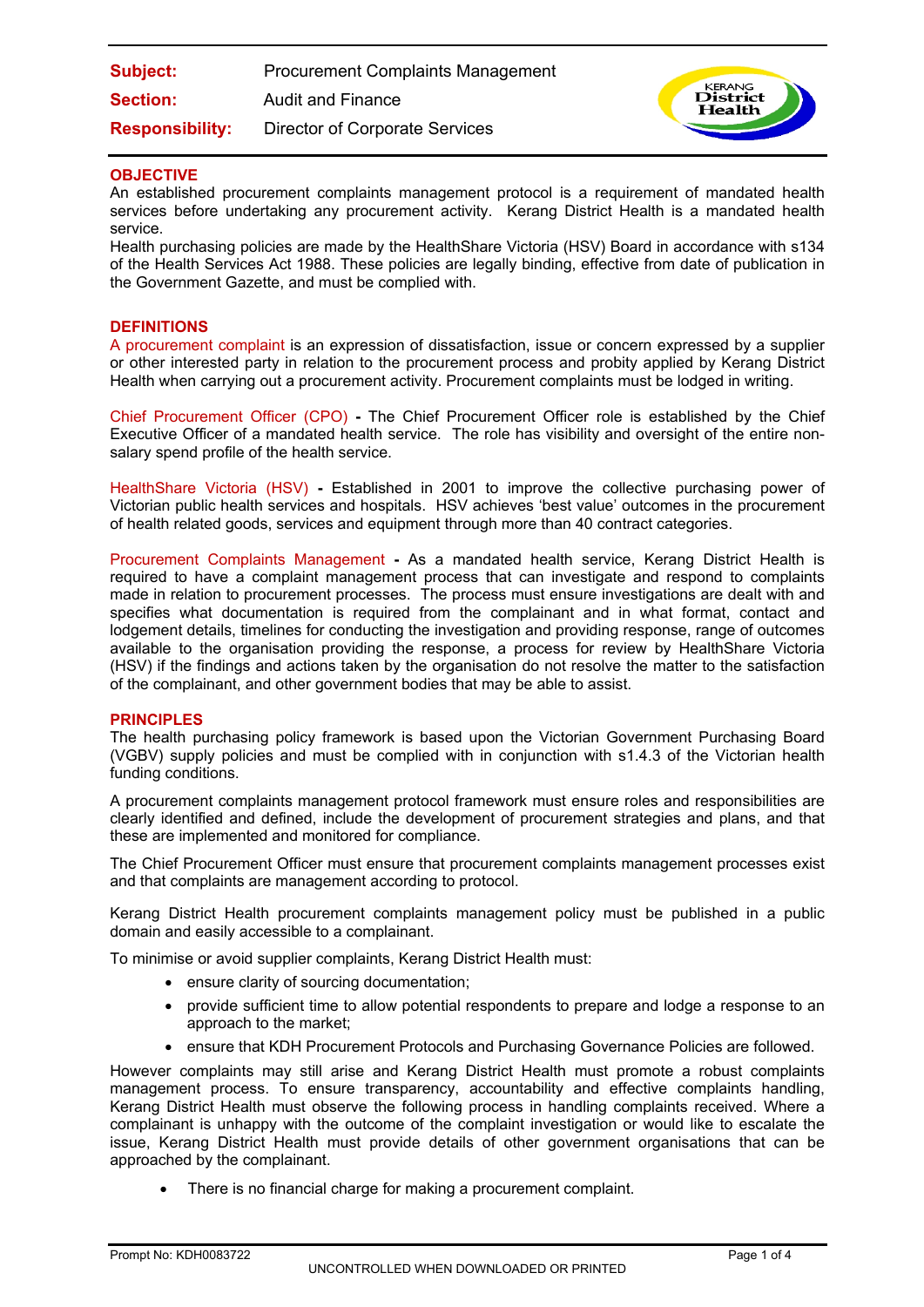| | |
|---|---|
| **Subject:** | Procurement Complaints Management |
| **Section:** | Audit and Finance |
| **Responsibility:** | Director of Corporate Services |

## OBJECTIVE

An established procurement complaints management protocol is a requirement of mandated health services before undertaking any procurement activity. Kerang District Health is a mandated health service.

Health purchasing policies are made by the HealthShare Victoria (HSV) Board in accordance with s134 of the Health Services Act 1988. These policies are legally binding, effective from date of publication in the Government Gazette, and must be complied with.

## DEFINITIONS

A procurement complaint is an expression of dissatisfaction, issue or concern expressed by a supplier or other interested party in relation to the procurement process and probity applied by Kerang District Health when carrying out a procurement activity. Procurement complaints must be lodged in writing.

Chief Procurement Officer (CPO) **-** The Chief Procurement Officer role is established by the Chief Executive Officer of a mandated health service. The role has visibility and oversight of the entire non-salary spend profile of the health service.

HealthShare Victoria (HSV) **-** Established in 2001 to improve the collective purchasing power of Victorian public health services and hospitals. HSV achieves 'best value' outcomes in the procurement of health related goods, services and equipment through more than 40 contract categories.

Procurement Complaints Management **-** As a mandated health service, Kerang District Health is required to have a complaint management process that can investigate and respond to complaints made in relation to procurement processes. The process must ensure investigations are dealt with and specifies what documentation is required from the complainant and in what format, contact and lodgement details, timelines for conducting the investigation and providing response, range of outcomes available to the organisation providing the response, a process for review by HealthShare Victoria (HSV) if the findings and actions taken by the organisation do not resolve the matter to the satisfaction of the complainant, and other government bodies that may be able to assist.

## PRINCIPLES

The health purchasing policy framework is based upon the Victorian Government Purchasing Board (VGBV) supply policies and must be complied with in conjunction with s1.4.3 of the Victorian health funding conditions.

A procurement complaints management protocol framework must ensure roles and responsibilities are clearly identified and defined, include the development of procurement strategies and plans, and that these are implemented and monitored for compliance.

The Chief Procurement Officer must ensure that procurement complaints management processes exist and that complaints are management according to protocol.

Kerang District Health procurement complaints management policy must be published in a public domain and easily accessible to a complainant.

To minimise or avoid supplier complaints, Kerang District Health must:

- ensure clarity of sourcing documentation;
- provide sufficient time to allow potential respondents to prepare and lodge a response to an approach to the market;
- ensure that KDH Procurement Protocols and Purchasing Governance Policies are followed.

However complaints may still arise and Kerang District Health must promote a robust complaints management process. To ensure transparency, accountability and effective complaints handling, Kerang District Health must observe the following process in handling complaints received. Where a complainant is unhappy with the outcome of the complaint investigation or would like to escalate the issue, Kerang District Health must provide details of other government organisations that can be approached by the complainant.

- There is no financial charge for making a procurement complaint.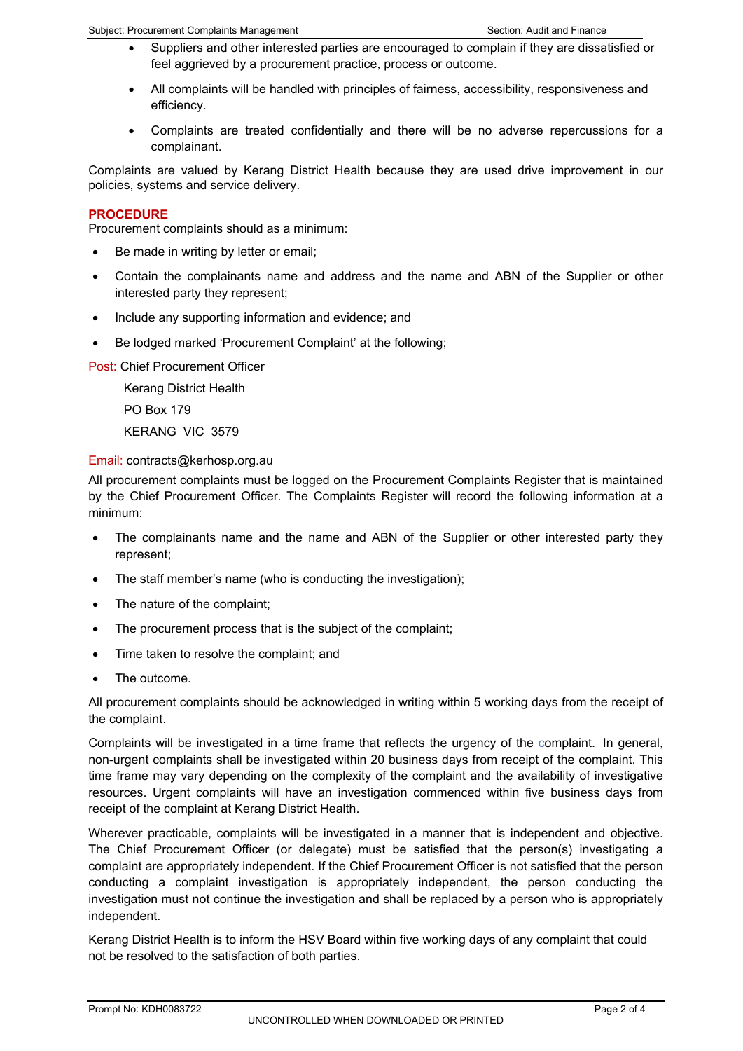- Suppliers and other interested parties are encouraged to complain if they are dissatisfied or feel aggrieved by a procurement practice, process or outcome.
- All complaints will be handled with principles of fairness, accessibility, responsiveness and efficiency.
- Complaints are treated confidentially and there will be no adverse repercussions for a complainant.

Complaints are valued by Kerang District Health because they are used drive improvement in our policies, systems and service delivery.

## PROCEDURE

Procurement complaints should as a minimum:

- Be made in writing by letter or email;
- Contain the complainants name and address and the name and ABN of the Supplier or other interested party they represent;
- Include any supporting information and evidence; and
- Be lodged marked 'Procurement Complaint' at the following;

Post: Chief Procurement Officer

Kerang District Health

PO Box 179

KERANG VIC 3579

Email: contracts@kerhosp.org.au

All procurement complaints must be logged on the Procurement Complaints Register that is maintained by the Chief Procurement Officer. The Complaints Register will record the following information at a minimum:

- The complainants name and the name and ABN of the Supplier or other interested party they represent;
- The staff member's name (who is conducting the investigation);
- The nature of the complaint;
- The procurement process that is the subject of the complaint;
- Time taken to resolve the complaint; and
- The outcome.

All procurement complaints should be acknowledged in writing within 5 working days from the receipt of the complaint.

Complaints will be investigated in a time frame that reflects the urgency of the complaint. In general, non-urgent complaints shall be investigated within 20 business days from receipt of the complaint. This time frame may vary depending on the complexity of the complaint and the availability of investigative resources. Urgent complaints will have an investigation commenced within five business days from receipt of the complaint at Kerang District Health.

Wherever practicable, complaints will be investigated in a manner that is independent and objective. The Chief Procurement Officer (or delegate) must be satisfied that the person(s) investigating a complaint are appropriately independent. If the Chief Procurement Officer is not satisfied that the person conducting a complaint investigation is appropriately independent, the person conducting the investigation must not continue the investigation and shall be replaced by a person who is appropriately independent.

Kerang District Health is to inform the HSV Board within five working days of any complaint that could not be resolved to the satisfaction of both parties.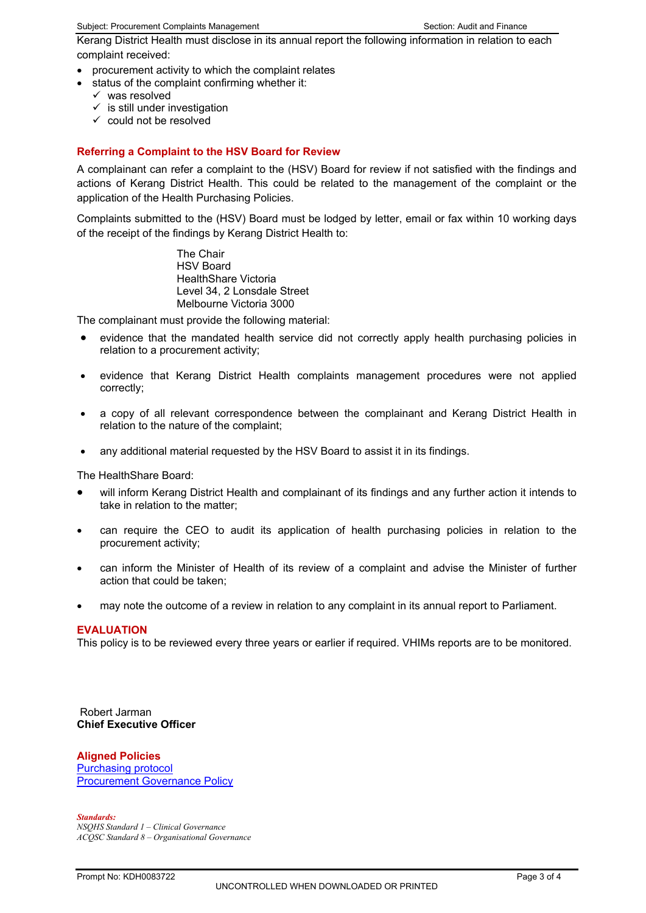Kerang District Health must disclose in its annual report the following information in relation to each complaint received:

- procurement activity to which the complaint relates
- status of the complaint confirming whether it:
  - ✓ was resolved
  - ✓ is still under investigation
  - ✓ could not be resolved

## Referring a Complaint to the HSV Board for Review

A complainant can refer a complaint to the (HSV) Board for review if not satisfied with the findings and actions of Kerang District Health. This could be related to the management of the complaint or the application of the Health Purchasing Policies.

Complaints submitted to the (HSV) Board must be lodged by letter, email or fax within 10 working days of the receipt of the findings by Kerang District Health to:

> The Chair
> HSV Board
> HealthShare Victoria
> Level 34, 2 Lonsdale Street
> Melbourne Victoria 3000

The complainant must provide the following material:

- evidence that the mandated health service did not correctly apply health purchasing policies in relation to a procurement activity;
- evidence that Kerang District Health complaints management procedures were not applied correctly;
- a copy of all relevant correspondence between the complainant and Kerang District Health in relation to the nature of the complaint;
- any additional material requested by the HSV Board to assist it in its findings.

The HealthShare Board:

- will inform Kerang District Health and complainant of its findings and any further action it intends to take in relation to the matter;
- can require the CEO to audit its application of health purchasing policies in relation to the procurement activity;
- can inform the Minister of Health of its review of a complaint and advise the Minister of further action that could be taken;
- may note the outcome of a review in relation to any complaint in its annual report to Parliament.

## EVALUATION

This policy is to be reviewed every three years or earlier if required. VHIMs reports are to be monitored.

Robert Jarman
**Chief Executive Officer**

### Aligned Policies

Purchasing protocol
Procurement Governance Policy

***Standards:***
*NSQHS Standard 1 – Clinical Governance*
*ACQSC Standard 8 – Organisational Governance*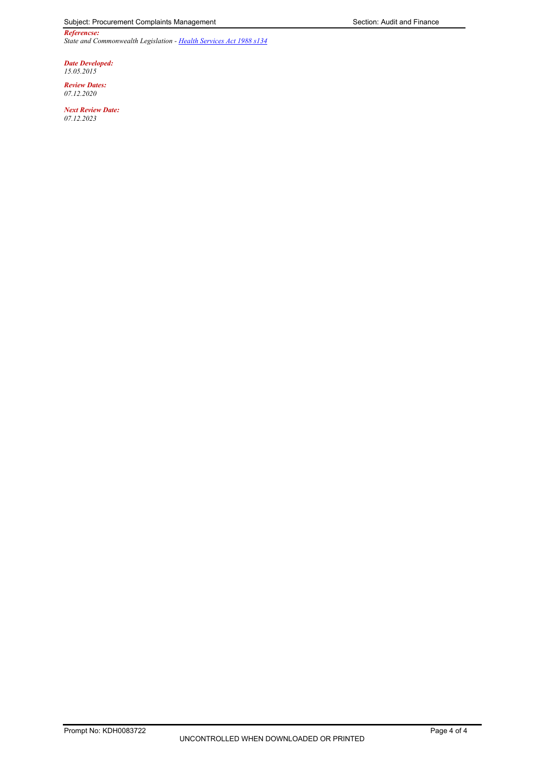***Referencse:***
*State and Commonwealth Legislation - [Health Services Act 1988 s134]*

***Date Developed:***
*15.05.2015*

***Review Dates:***
*07.12.2020*

***Next Review Date:***
*07.12.2023*